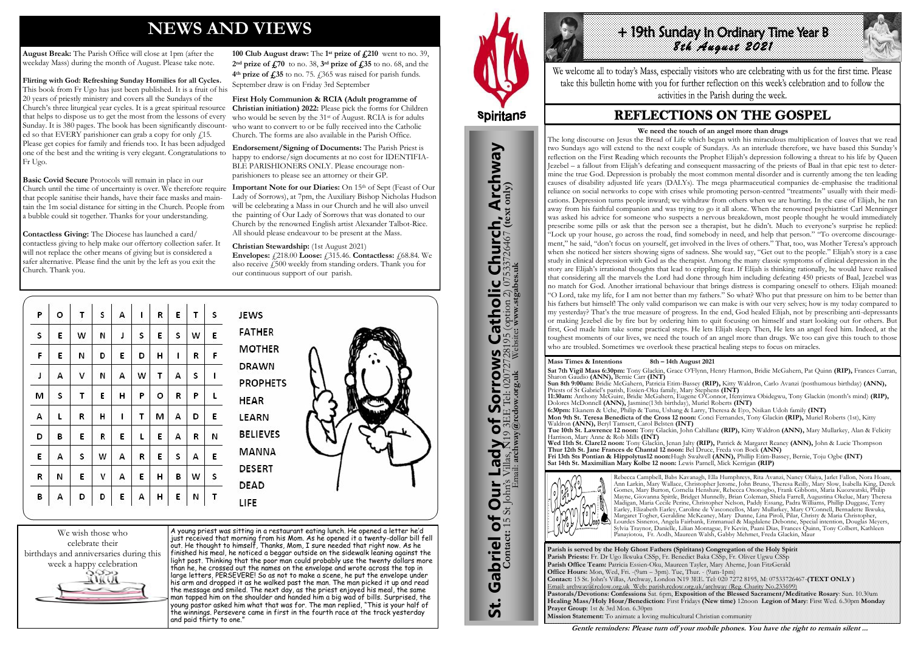# NEWS AND VIEWS

**August Break:** The Parish Office will close at 1pm (after the weekday Mass) during the month of August. Please take note.

**Flirting with God: Refreshing Sunday Homilies for all Cycles.** This book from Fr Ugo has just been published. It is a fruit of his 20 years of priestly ministry and covers all the Sundays of the Church's three liturgical year cycles. It is a great spiritual resource that helps to dispose us to get the most from the lessons of every Sunday. It is 380 pages. The book has been significantly discounted so that EVERY parishioner can grab a copy for only £15. Please get copies for family and friends too. It has been adjudged one of the best and the writing is very elegant. Congratulations to Fr Ugo.

**Basic Covid Secure** Protocols will remain in place in our Church until the time of uncertainty is over. We therefore require that people sanitise their hands, have their face masks and maintain the 1m social distance for sitting in the Church. People from a bubble could sit together. Thanks for your understanding.

**Contactless Giving:** The Diocese has launched a card/contactless giving to help make our offertory collection safer. It will not replace the other means of giving but is considered a safer alternative. Please find the unit by the left as you exit the Church. Thank you.

**100 Club August draw:** The **1st prize of £210** went to no. 39, **2nd prize of £70** to no. 38, **3rd prize of £35** to no. 68, and the **4th prize of £35** to no. 75. £365 was raised for parish funds. September draw is on Friday 3rd September

**First Holy Communion & RCIA (Adult programme of Christian initiation) 2022:** Please pick the forms for Children who would be seven by the 31st of August. RCIA is for adults who want to convert to or be fully received into the Catholic Church. The forms are also available in the Parish Office.

**Endorsement/Signing of Documents:** The Parish Priest is happy to endorse/sign documents at no cost for IDENTIFIABLE PARISHIONERS ONLY. Please encourage non-parishioners to please see an attorney or their GP.

**Important Note for our Diaries:** On 15th of Sept (Feast of Our Lady of Sorrows), at 7pm, the Auxiliary Bishop Nicholas Hudson will be celebrating a Mass in our Church and he will also unveil the painting of Our Lady of Sorrows that was donated to our Church by the renowned English artist Alexander Talbot-Rice. All should please endeavour to be present at the Mass.

**Christian Stewardship:** (1st August 2021)
**Envelopes:** £218.00 **Loose:** £315.46. **Contactless:** £68.84. We also receive £500 weekly from standing orders. Thank you for our continuous support of our parish.

| P | O | T | S | A | I | R | E | T | S |
|---|---|---|---|---|---|---|---|---|---|
| S | E | W | N | J | S | E | S | W | E |
| F | E | N | D | E | D | H | I | R | F |
| J | A | V | N | A | W | T | A | S | I |
| M | S | T | E | H | P | O | R | P | L |
| A | L | R | H | I | T | M | A | D | E |
| D | B | E | R | E | L | E | A | R | N |
| E | A | S | W | A | R | E | S | A | E |
| R | N | E | V | A | E | H | B | W | S |
| B | A | D | D | E | A | H | E | N | T |

JEWS
FATHER
MOTHER
DRAWN
PROPHETS
HEAR
LEARN
BELIEVES
MANNA
DESERT
DEAD
LIFE

We wish those who celebrate their birthdays and anniversaries during this week a happy celebration

A young priest was sitting in a restaurant eating lunch. He opened a letter he'd just received that morning from his Mom. As he opened it a twenty-dollar bill fell out. He thought to himself, Thanks, Mom, I sure needed that right now. As he finished his meal, he noticed a beggar outside on the sidewalk leaning against the light post. Thinking that the poor man could probably use the twenty dollars more than he, he crossed out the names on the envelope and wrote across the top in large letters, PERSEVERE! So as not to make a scene, he put the envelope under his arm and dropped it as he walked past the man. The man picked it up and read the message and smiled. The next day, as the priest enjoyed his meal, the same man tapped him on the shoulder and handed him a big wad of bills. Surprised, the young pastor asked him what that was for. The man replied, "This is your half of the winnings. Persevere came in first in the fourth race at the track yesterday and paid thirty to one."

Spiritans

**St. Gabriel of Our Lady of Sorrows Catholic Church, Archway**
**Contact:** 15 St John's Villas, N19 3EE Tel: 02072728195 (option 2) 07533726467 **(text only)**
Email: **archway@rcdow.org.uk** Website: **www.stgabes.uk**

# + 19th Sunday in Ordinary Time Year B
## 8th August 2021

We welcome all to today's Mass, especially visitors who are celebrating with us for the first time. Please take this bulletin home with you for further reflection on this week's celebration and to follow the activities in the Parish during the week.

## REFLECTIONS ON THE GOSPEL

### We need the touch of an angel more than drugs

The long discourse on Jesus the Bread of Life which began with his miraculous multiplication of loaves that we read two Sundays ago will extend to the next couple of Sundays. As an interlude therefore, we have based this Sunday's reflection on the First Reading which recounts the Prophet Elijah's depression following a threat to his life by Queen Jezebel – a fallout from Elijah's defeating and consequent massacring of the priests of Baal in that epic test to determine the true God. Depression is probably the most common mental disorder and is currently among the ten leading causes of disability adjusted life years (DALYs). The mega pharmaceutical companies de-emphasise the traditional reliance on social networks to cope with crises while promoting person-centred "treatments" usually with their medications. Depression turns people inward; we withdraw from others when we are hurting. In the case of Elijah, he ran away from his faithful companion and was trying to go it all alone. When the renowned psychiatrist Carl Menninger was asked his advice for someone who suspects a nervous breakdown, most people thought he would immediately prescribe some pills or ask that the person see a therapist, but he didn't. Much to everyone's surprise he replied: "Lock up your house, go across the road, find somebody in need, and help that person." "To overcome discouragement," he said, "don't focus on yourself, get involved in the lives of others." That, too, was Mother Teresa's approach when she noticed her sisters showing signs of sadness. She would say, "Get out to the people." Elijah's story is a case study in clinical depression with God as the therapist. Among the many classic symptoms of clinical depression in the story are Elijah's irrational thoughts that lead to crippling fear. If Elijah is thinking rationally, he would have realised that considering all the marvels the Lord had done through him including defeating 450 priests of Baal, Jezebel was no match for God. Another irrational behaviour that brings distress is comparing oneself to others. Elijah moaned: "O Lord, take my life, for I am not better than my fathers." So what? Who put that pressure on him to be better than his fathers but himself? The only valid comparison we can make is with our very selves; how is my today compared to my yesterday? That's the true measure of progress. In the end, God healed Elijah, not by prescribing anti-depressants or making Jezebel die by fire but by ordering him to quit focusing on himself and start looking out for others. But first, God made him take some practical steps. He lets Elijah sleep. Then, He lets an angel feed him. Indeed, at the toughest moments of our lives, we need the touch of an angel more than drugs. We too can give this touch to those who are troubled. Sometimes we overlook these practical healing steps to focus on miracles.

**Mass Times & Intentions** **8th – 14th August 2021**
**Sat 7th Vigil Mass 6:30pm:** Tony Glackin, Grace O'Flynn, Henry Harmon, Bridie McGahern, Pat Quinn **(RIP),** Frances Curran, Sharon Gaudio **(ANN),** Bernie Carr **(INT)**
**Sun 8th 9:00am:** Bridie McGahern, Patricia Etim-Bassey **(RIP),** Kitty Waldron, Carlo Avanzi (posthumous birthday) **(ANN),** Priests of St Gabriel's parish, Essien-Oku family, Mary Stephens **(INT)**
**11:30am:** Anthony McGuire, Bridie McGahern, Eugene O'Connor, Ifenyinwa Obidegwu, Tony Glackin (month's mind) **(RIP),** Dolores McDonnell **(ANN),** Jasmine(13th birthday), Muriel Roberts **(INT)**
**6:30pm:** Ekanem & Uche, Philip & Tunu, Ushang & Larry, Theresa & Eyo, Nsikan Udoh family **(INT)**
**Mon 9th St. Teresa Benedicta of the Cross 12 noon:** Conci Fernandes, Tony Glackin **(RIP),** Muriel Roberts (1st), Kitty Waldron **(ANN),** Beryl Tamsett, Carol Belsten **(INT)**
**Tue 10th St. Lawrence 12 noon:** Tony Glackin, John Cahillane **(RIP),** Kitty Waldron **(ANN),** Mary Mullarkey, Alan & Felicity Harrison, Mary Anne & Rob Mills **(INT)**
**Wed 11th St. Clare12 noon:** Tony Glackin, Jenan Jalty **(RIP),** Patrick & Margaret Reaney **(ANN),** John & Lucie Thompson
**Thur 12th St. Jane Frances de Chantal 12 noon:** Bel Druce, Freda von Bock **(ANN)**
**Fri 13th Sts Pontian & Hippolytus12 noon:**Hugh Swalwell **(ANN),** Phillip Etim-Bassey, Bernie, Toju Ogbe **(INT)**
**Sat 14th St. Maximilian Mary Kolbe 12 noon:** Lewis Parnell, Mick Kerrigan **(RIP)**

Please Pray For...

Rebecca Campbell, Babs Kavanagh, Ella Humphreys, Rita Avanzi, Nancy Olaiya, Jarlet Fallon, Nora Hoare, Ann Larkin, Mary Wallace, Christopher Jerome, John Bruno, Theresa Reilly, Mary Slow, Isabella King, Derek Gomes, Mary Burton, Cornelia Henshaw, Rebecca Ononogbo, Frank Gibbons, Maria Kuozwatski, Philip Mayne, Giovanna Spittle, Bridget Munnelly, Brian Coleman, Sheila Farrell, Augustina Okelue, Mary Theresa Madigan, Maria Cecile Perine, Christopher Nelson, Paddy Essang, Padra Williams, Phillip Duggase, Terry Earley, Elizabeth Earley, Caroline de Vasconcellos, Mary Mullarkey, Mary O'Connell, Bernadette Ikwuka, Margaret Togher, Geraldine McKeaney, Mary Dunne, Lina Piroli, Pilar, Christy & Maria Christopher, Lourdes Sisneros, Angela Fairbank, Emmanuel & Magdalene Debonne, Special intention, Douglas Meyers, Sylvia Traynor, Danielle, Lilian Montague, Fr Kevin, Paani Dias, Frances Quinn, Tony Colbert, Kathleen Panayiotou, Fr. Aodh, Maureen Walsh, Gabby Mehmet, Freda Glackin, Maur

**Parish is served by the Holy Ghost Fathers (Spiritans) Congregation of the Holy Spirit**
**Parish Priests:** Fr. Dr Ugo Ikwuka CSSp, Fr. Benedict Baka CSSp, Fr. Oliver Ugwu CSSp
**Parish Office Team:** Patricia Essien-Oku, Maureen Tayler, Mary Aherne, Joan FitzGerald
**Office Hours:** Mon, Wed, Fri. - (9am – 3pm) Tue, Thur. - (9am-1pm)
**Contact:** 15 St. John's Villas, Archway, London N19 3EE. Tel: 020 7272 8195, M: 07533726467 **(TEXT ONLY )**
Email: archway@rcdow.org.uk Web: parishes.rcdow.org.uk/archway (Reg. Charity No 233699)
**Pastorals/Devotions: Confessions** Sat. 6pm, **Exposition of the Blessed Sacrament/Meditative Rosary**: Sun. 10.30am
**Healing Mass/Holy Hour/Benediction**: First Fridays **(New time)** 12noon **Legion of Mary**: First Wed. 6.30pm **Monday Prayer Group**: 1st & 3rd Mon. 6.30pm
**Mission Statement:** To animate a loving multicultural Christian community

*Gentle reminders: Please turn off your mobile phones. You have the right to remain silent ...*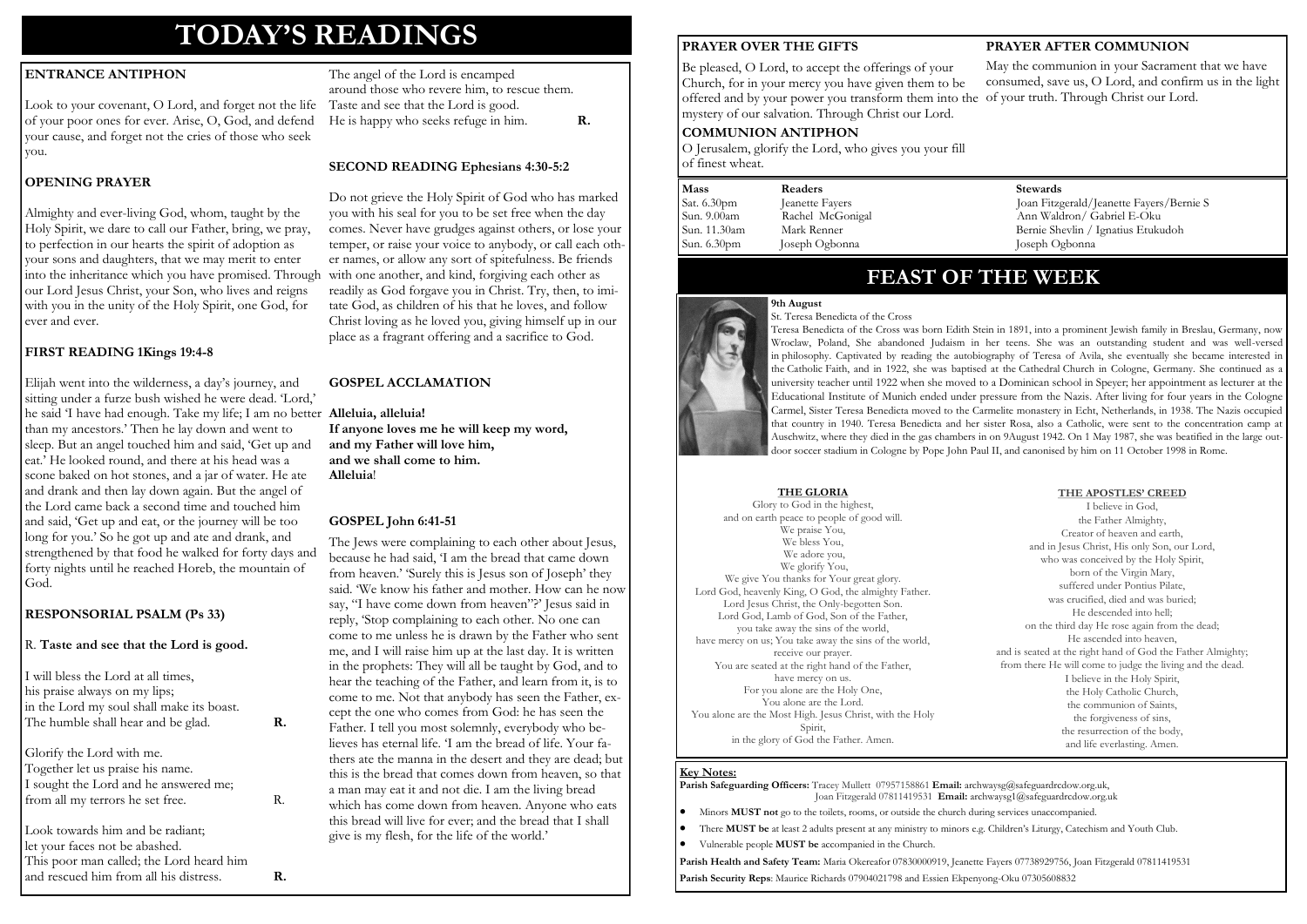# TODAY'S READINGS

## ENTRANCE ANTIPHON

Look to your covenant, O Lord, and forget not the life of your poor ones for ever. Arise, O, God, and defend your cause, and forget not the cries of those who seek you.

## OPENING PRAYER

Almighty and ever-living God, whom, taught by the Holy Spirit, we dare to call our Father, bring, we pray, to perfection in our hearts the spirit of adoption as your sons and daughters, that we may merit to enter into the inheritance which you have promised. Through our Lord Jesus Christ, your Son, who lives and reigns with you in the unity of the Holy Spirit, one God, for ever and ever.

## FIRST READING 1Kings 19:4-8

Elijah went into the wilderness, a day's journey, and sitting under a furze bush wished he were dead. 'Lord,' he said 'I have had enough. Take my life; I am no better than my ancestors.' Then he lay down and went to sleep. But an angel touched him and said, 'Get up and eat.' He looked round, and there at his head was a scone baked on hot stones, and a jar of water. He ate and drank and then lay down again. But the angel of the Lord came back a second time and touched him and said, 'Get up and eat, or the journey will be too long for you.' So he got up and ate and drank, and strengthened by that food he walked for forty days and forty nights until he reached Horeb, the mountain of God.

## RESPONSORIAL PSALM (Ps 33)

R. **Taste and see that the Lord is good.**

I will bless the Lord at all times,
his praise always on my lips;
in the Lord my soul shall make its boast.
The humble shall hear and be glad. **R.**

Glorify the Lord with me.
Together let us praise his name.
I sought the Lord and he answered me;
from all my terrors he set free. R.

Look towards him and be radiant;
let your faces not be abashed.
This poor man called; the Lord heard him
and rescued him from all his distress. **R.**

The angel of the Lord is encamped
around those who revere him, to rescue them.
Taste and see that the Lord is good.
He is happy who seeks refuge in him. **R.**

## SECOND READING Ephesians 4:30-5:2

Do not grieve the Holy Spirit of God who has marked you with his seal for you to be set free when the day comes. Never have grudges against others, or lose your temper, or raise your voice to anybody, or call each other names, or allow any sort of spitefulness. Be friends with one another, and kind, forgiving each other as readily as God forgave you in Christ. Try, then, to imitate God, as children of his that he loves, and follow Christ loving as he loved you, giving himself up in our place as a fragrant offering and a sacrifice to God.

## GOSPEL ACCLAMATION

**Alleluia, alleluia!**
**If anyone loves me he will keep my word,**
**and my Father will love him,**
**and we shall come to him.**
**Alleluia**!

## GOSPEL John 6:41-51

The Jews were complaining to each other about Jesus, because he had said, 'I am the bread that came down from heaven.' 'Surely this is Jesus son of Joseph' they said. 'We know his father and mother. How can he now say, "I have come down from heaven"?' Jesus said in reply, 'Stop complaining to each other. No one can come to me unless he is drawn by the Father who sent me, and I will raise him up at the last day. It is written in the prophets: They will all be taught by God, and to hear the teaching of the Father, and learn from it, is to come to me. Not that anybody has seen the Father, except the one who comes from God: he has seen the Father. I tell you most solemnly, everybody who believes has eternal life. 'I am the bread of life. Your fathers ate the manna in the desert and they are dead; but this is the bread that comes down from heaven, so that a man may eat it and not die. I am the living bread which has come down from heaven. Anyone who eats this bread will live for ever; and the bread that I shall give is my flesh, for the life of the world.'

## PRAYER OVER THE GIFTS

Be pleased, O Lord, to accept the offerings of your Church, for in your mercy you have given them to be offered and by your power you transform them into the mystery of our salvation. Through Christ our Lord.

## COMMUNION ANTIPHON

O Jerusalem, glorify the Lord, who gives you your fill of finest wheat.

## PRAYER AFTER COMMUNION

May the communion in your Sacrament that we have consumed, save us, O Lord, and confirm us in the light of your truth. Through Christ our Lord.

| Mass | Readers | Stewards |
|---|---|---|
| Sat. 6.30pm | Jeanette Fayers | Joan Fitzgerald/Jeanette Fayers/Bernie S |
| Sun. 9.00am | Rachel McGonigal | Ann Waldron/ Gabriel E-Oku |
| Sun. 11.30am | Mark Renner | Bernie Shevlin / Ignatius Etukudoh |
| Sun. 6.30pm | Joseph Ogbonna | Joseph Ogbonna |

# FEAST OF THE WEEK

**9th August**

St. Teresa Benedicta of the Cross

Teresa Benedicta of the Cross was born Edith Stein in 1891, into a prominent Jewish family in Breslau, Germany, now Wroclaw, Poland, She abandoned Judaism in her teens. She was an outstanding student and was well-versed in philosophy. Captivated by reading the autobiography of Teresa of Avila, she eventually she became interested in the Catholic Faith, and in 1922, she was baptised at the Cathedral Church in Cologne, Germany. She continued as a university teacher until 1922 when she moved to a Dominican school in Speyer; her appointment as lecturer at the Educational Institute of Munich ended under pressure from the Nazis. After living for four years in the Cologne Carmel, Sister Teresa Benedicta moved to the Carmelite monastery in Echt, Netherlands, in 1938. The Nazis occupied that country in 1940. Teresa Benedicta and her sister Rosa, also a Catholic, were sent to the concentration camp at Auschwitz, where they died in the gas chambers in on 9August 1942. On 1 May 1987, she was beatified in the large outdoor soccer stadium in Cologne by Pope John Paul II, and canonised by him on 11 October 1998 in Rome.

**THE GLORIA**

Glory to God in the highest,
and on earth peace to people of good will.
We praise You,
We bless You,
We adore you,
We glorify You,
We give You thanks for Your great glory.
Lord God, heavenly King, O God, the almighty Father.
Lord Jesus Christ, the Only-begotten Son.
Lord God, Lamb of God, Son of the Father,
you take away the sins of the world,
have mercy on us; You take away the sins of the world,
receive our prayer.
You are seated at the right hand of the Father,
have mercy on us.
For you alone are the Holy One,
You alone are the Lord.
You alone are the Most High. Jesus Christ, with the Holy Spirit,
in the glory of God the Father. Amen.

**THE APOSTLES' CREED**

I believe in God,
the Father Almighty,
Creator of heaven and earth,
and in Jesus Christ, His only Son, our Lord,
who was conceived by the Holy Spirit,
born of the Virgin Mary,
suffered under Pontius Pilate,
was crucified, died and was buried;
He descended into hell;
on the third day He rose again from the dead;
He ascended into heaven,
and is seated at the right hand of God the Father Almighty;
from there He will come to judge the living and the dead.
I believe in the Holy Spirit,
the Holy Catholic Church,
the communion of Saints,
the forgiveness of sins,
the resurrection of the body,
and life everlasting. Amen.

**Key Notes:**

**Parish Safeguarding Officers:** Tracey Mullett 07957158861 **Email:** archwaysg@safeguardrcdow.org.uk, Joan Fitzgerald 07811419531 **Email:** archwaysg1@safeguardrcdow.org.uk

- Minors **MUST not** go to the toilets, rooms, or outside the church during services unaccompanied.
- There **MUST be** at least 2 adults present at any ministry to minors e.g. Children's Liturgy, Catechism and Youth Club.
- Vulnerable people **MUST be** accompanied in the Church.

**Parish Health and Safety Team:** Maria Okereafor 07830000919, Jeanette Fayers 07738929756, Joan Fitzgerald 07811419531

**Parish Security Reps**: Maurice Richards 07904021798 and Essien Ekpenyong-Oku 07305608832